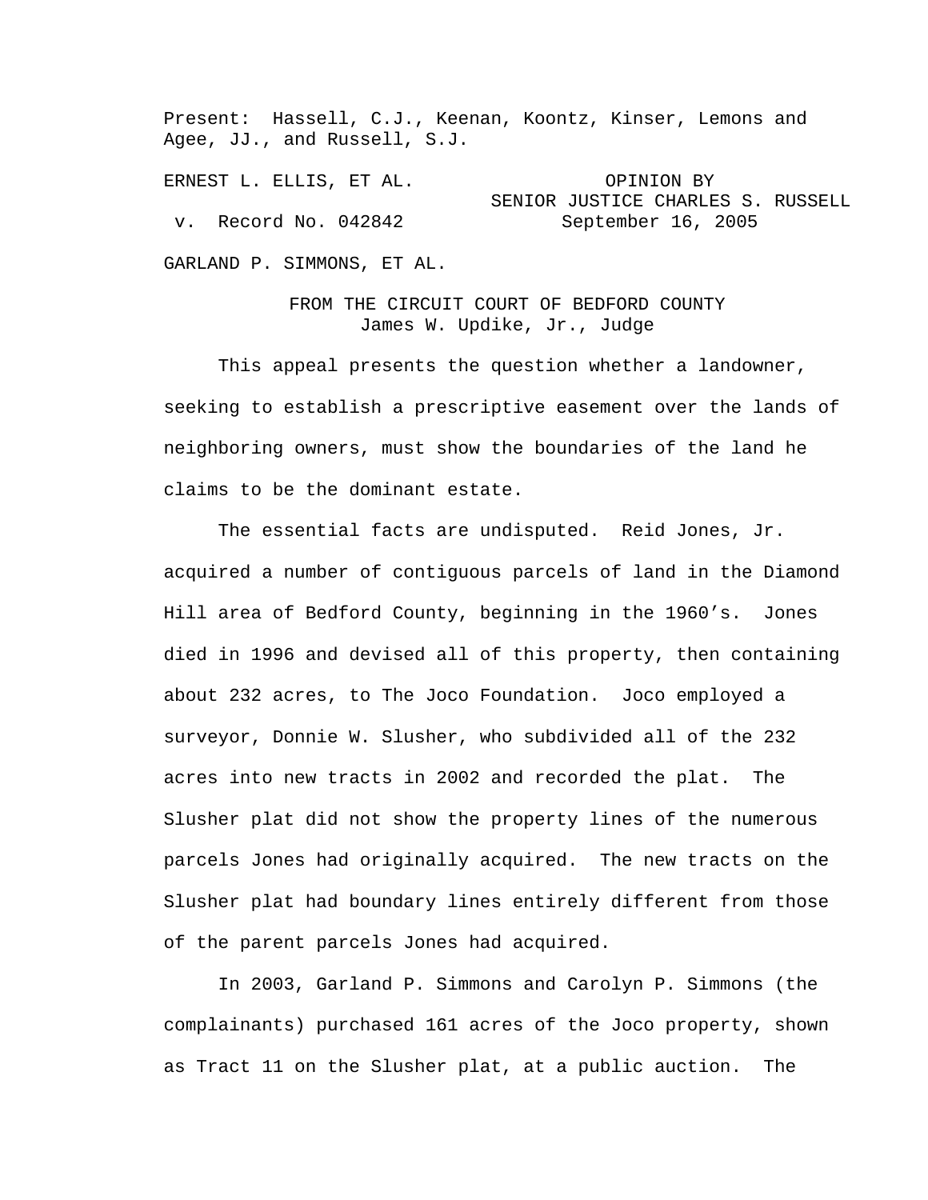Present: Hassell, C.J., Keenan, Koontz, Kinser, Lemons and Agee, JJ., and Russell, S.J.

ERNEST L. ELLIS, ET AL.

v. Record No. 042842

OPINION BY
SENIOR JUSTICE CHARLES S. RUSSELL
September 16, 2005

GARLAND P. SIMMONS, ET AL.

FROM THE CIRCUIT COURT OF BEDFORD COUNTY
James W. Updike, Jr., Judge

This appeal presents the question whether a landowner, seeking to establish a prescriptive easement over the lands of neighboring owners, must show the boundaries of the land he claims to be the dominant estate.

The essential facts are undisputed. Reid Jones, Jr. acquired a number of contiguous parcels of land in the Diamond Hill area of Bedford County, beginning in the 1960's. Jones died in 1996 and devised all of this property, then containing about 232 acres, to The Joco Foundation. Joco employed a surveyor, Donnie W. Slusher, who subdivided all of the 232 acres into new tracts in 2002 and recorded the plat. The Slusher plat did not show the property lines of the numerous parcels Jones had originally acquired. The new tracts on the Slusher plat had boundary lines entirely different from those of the parent parcels Jones had acquired.

In 2003, Garland P. Simmons and Carolyn P. Simmons (the complainants) purchased 161 acres of the Joco property, shown as Tract 11 on the Slusher plat, at a public auction. The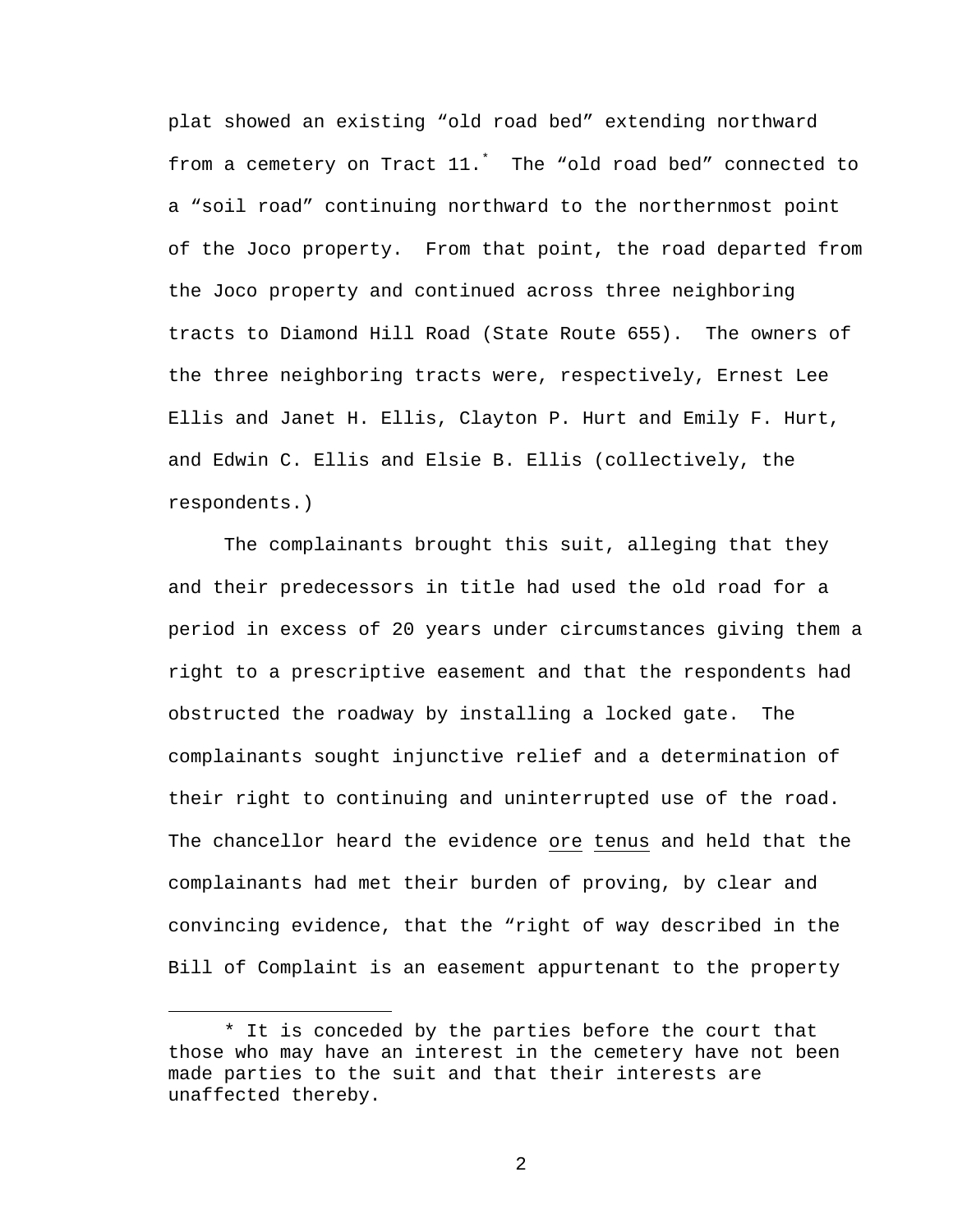plat showed an existing “old road bed” extending northward from a cemetery on Tract 11.[*] The “old road bed” connected to a “soil road” continuing northward to the northernmost point of the Joco property. From that point, the road departed from the Joco property and continued across three neighboring tracts to Diamond Hill Road (State Route 655). The owners of the three neighboring tracts were, respectively, Ernest Lee Ellis and Janet H. Ellis, Clayton P. Hurt and Emily F. Hurt, and Edwin C. Ellis and Elsie B. Ellis (collectively, the respondents.)

The complainants brought this suit, alleging that they and their predecessors in title had used the old road for a period in excess of 20 years under circumstances giving them a right to a prescriptive easement and that the respondents had obstructed the roadway by installing a locked gate. The complainants sought injunctive relief and a determination of their right to continuing and uninterrupted use of the road. The chancellor heard the evidence ore tenus and held that the complainants had met their burden of proving, by clear and convincing evidence, that the “right of way described in the Bill of Complaint is an easement appurtenant to the property

---

[*] It is conceded by the parties before the court that those who may have an interest in the cemetery have not been made parties to the suit and that their interests are unaffected thereby.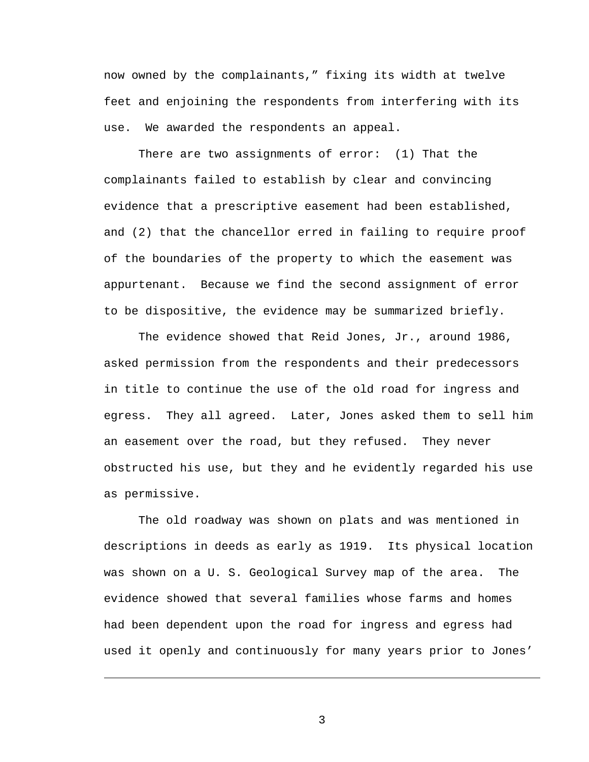now owned by the complainants," fixing its width at twelve feet and enjoining the respondents from interfering with its use. We awarded the respondents an appeal.

There are two assignments of error: (1) That the complainants failed to establish by clear and convincing evidence that a prescriptive easement had been established, and (2) that the chancellor erred in failing to require proof of the boundaries of the property to which the easement was appurtenant. Because we find the second assignment of error to be dispositive, the evidence may be summarized briefly.

The evidence showed that Reid Jones, Jr., around 1986, asked permission from the respondents and their predecessors in title to continue the use of the old road for ingress and egress. They all agreed. Later, Jones asked them to sell him an easement over the road, but they refused. They never obstructed his use, but they and he evidently regarded his use as permissive.

The old roadway was shown on plats and was mentioned in descriptions in deeds as early as 1919. Its physical location was shown on a U. S. Geological Survey map of the area. The evidence showed that several families whose farms and homes had been dependent upon the road for ingress and egress had used it openly and continuously for many years prior to Jones'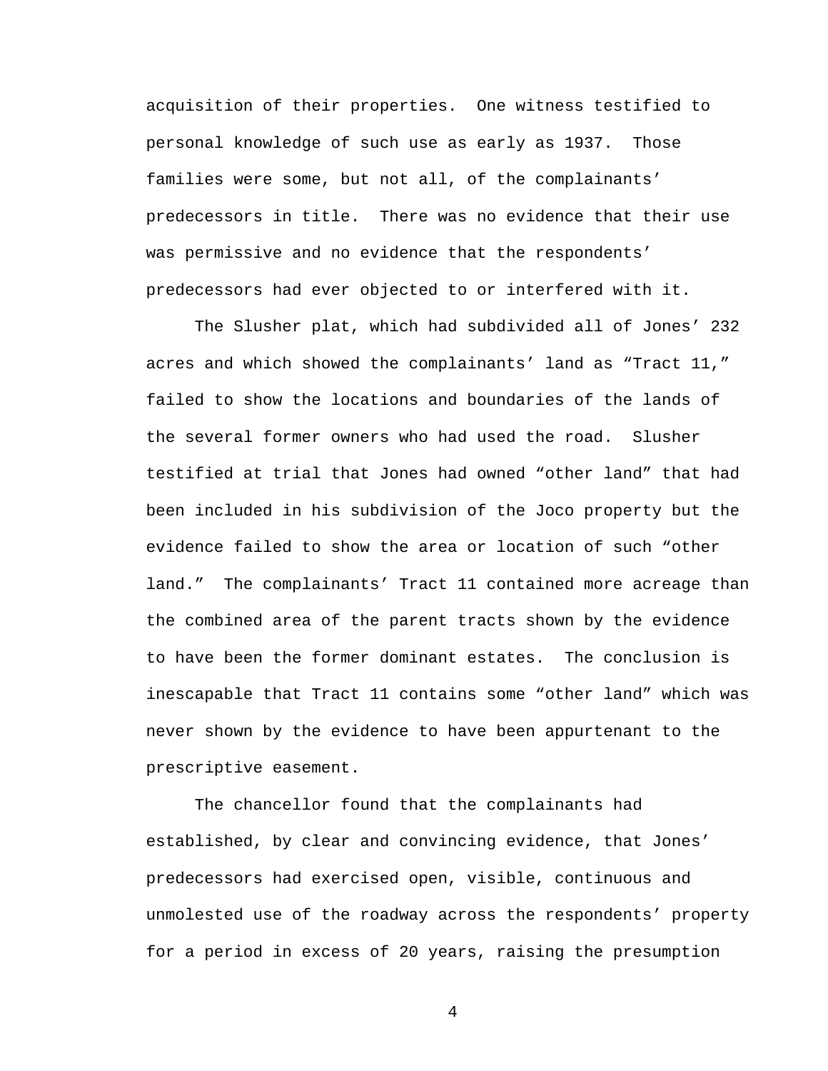acquisition of their properties. One witness testified to personal knowledge of such use as early as 1937. Those families were some, but not all, of the complainants' predecessors in title. There was no evidence that their use was permissive and no evidence that the respondents' predecessors had ever objected to or interfered with it.

The Slusher plat, which had subdivided all of Jones' 232 acres and which showed the complainants' land as "Tract 11," failed to show the locations and boundaries of the lands of the several former owners who had used the road. Slusher testified at trial that Jones had owned "other land" that had been included in his subdivision of the Joco property but the evidence failed to show the area or location of such "other land." The complainants' Tract 11 contained more acreage than the combined area of the parent tracts shown by the evidence to have been the former dominant estates. The conclusion is inescapable that Tract 11 contains some "other land" which was never shown by the evidence to have been appurtenant to the prescriptive easement.

The chancellor found that the complainants had established, by clear and convincing evidence, that Jones' predecessors had exercised open, visible, continuous and unmolested use of the roadway across the respondents' property for a period in excess of 20 years, raising the presumption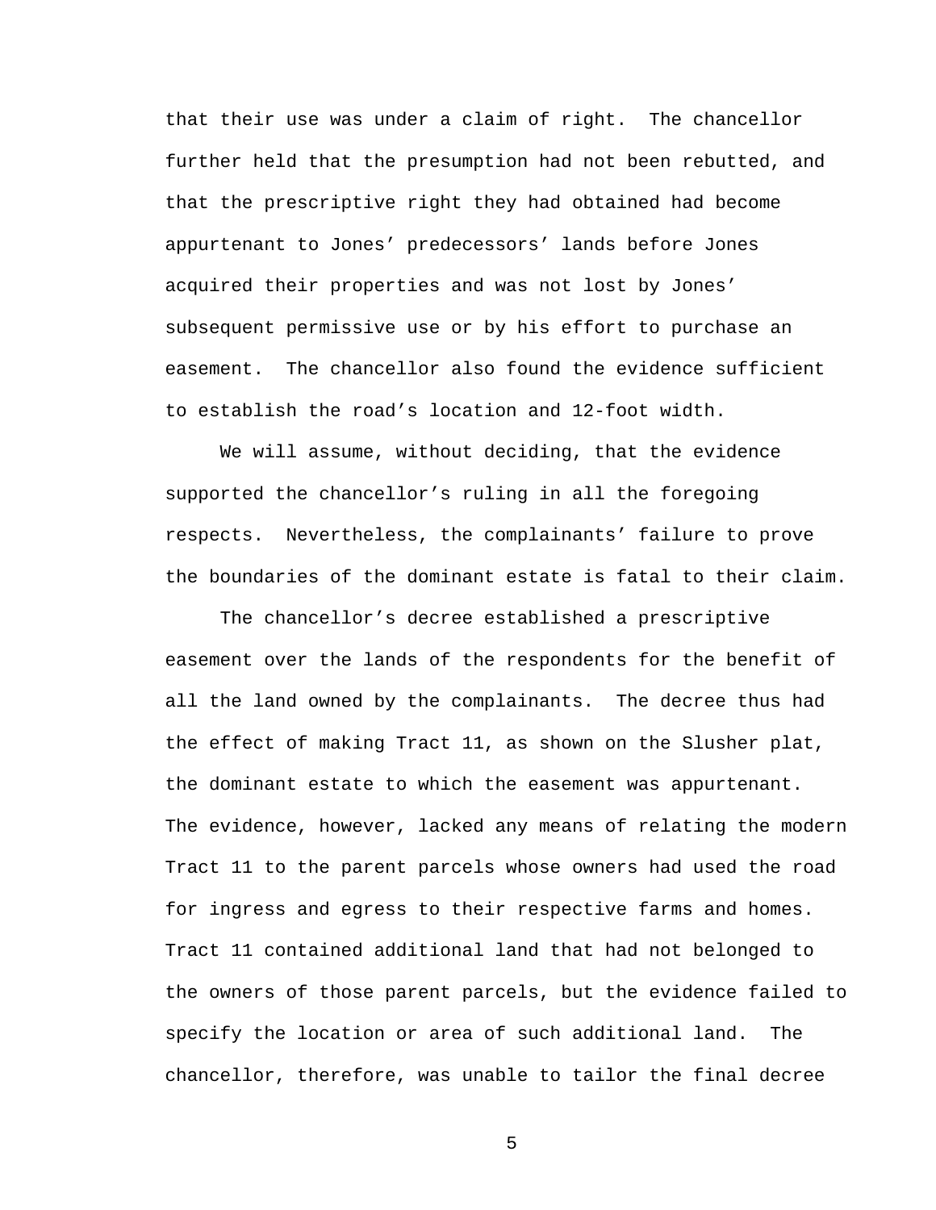that their use was under a claim of right. The chancellor further held that the presumption had not been rebutted, and that the prescriptive right they had obtained had become appurtenant to Jones' predecessors' lands before Jones acquired their properties and was not lost by Jones' subsequent permissive use or by his effort to purchase an easement. The chancellor also found the evidence sufficient to establish the road's location and 12-foot width.

We will assume, without deciding, that the evidence supported the chancellor's ruling in all the foregoing respects. Nevertheless, the complainants' failure to prove the boundaries of the dominant estate is fatal to their claim.

The chancellor's decree established a prescriptive easement over the lands of the respondents for the benefit of all the land owned by the complainants. The decree thus had the effect of making Tract 11, as shown on the Slusher plat, the dominant estate to which the easement was appurtenant. The evidence, however, lacked any means of relating the modern Tract 11 to the parent parcels whose owners had used the road for ingress and egress to their respective farms and homes. Tract 11 contained additional land that had not belonged to the owners of those parent parcels, but the evidence failed to specify the location or area of such additional land. The chancellor, therefore, was unable to tailor the final decree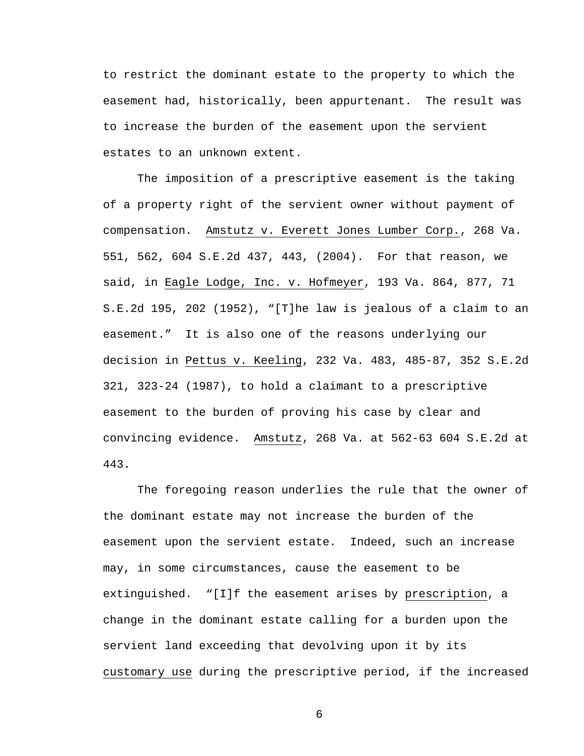to restrict the dominant estate to the property to which the easement had, historically, been appurtenant. The result was to increase the burden of the easement upon the servient estates to an unknown extent.

The imposition of a prescriptive easement is the taking of a property right of the servient owner without payment of compensation. Amstutz v. Everett Jones Lumber Corp., 268 Va. 551, 562, 604 S.E.2d 437, 443, (2004). For that reason, we said, in Eagle Lodge, Inc. v. Hofmeyer, 193 Va. 864, 877, 71 S.E.2d 195, 202 (1952), "[T]he law is jealous of a claim to an easement." It is also one of the reasons underlying our decision in Pettus v. Keeling, 232 Va. 483, 485-87, 352 S.E.2d 321, 323-24 (1987), to hold a claimant to a prescriptive easement to the burden of proving his case by clear and convincing evidence. Amstutz, 268 Va. at 562-63 604 S.E.2d at 443.

The foregoing reason underlies the rule that the owner of the dominant estate may not increase the burden of the easement upon the servient estate. Indeed, such an increase may, in some circumstances, cause the easement to be extinguished. "[I]f the easement arises by prescription, a change in the dominant estate calling for a burden upon the servient land exceeding that devolving upon it by its customary use during the prescriptive period, if the increased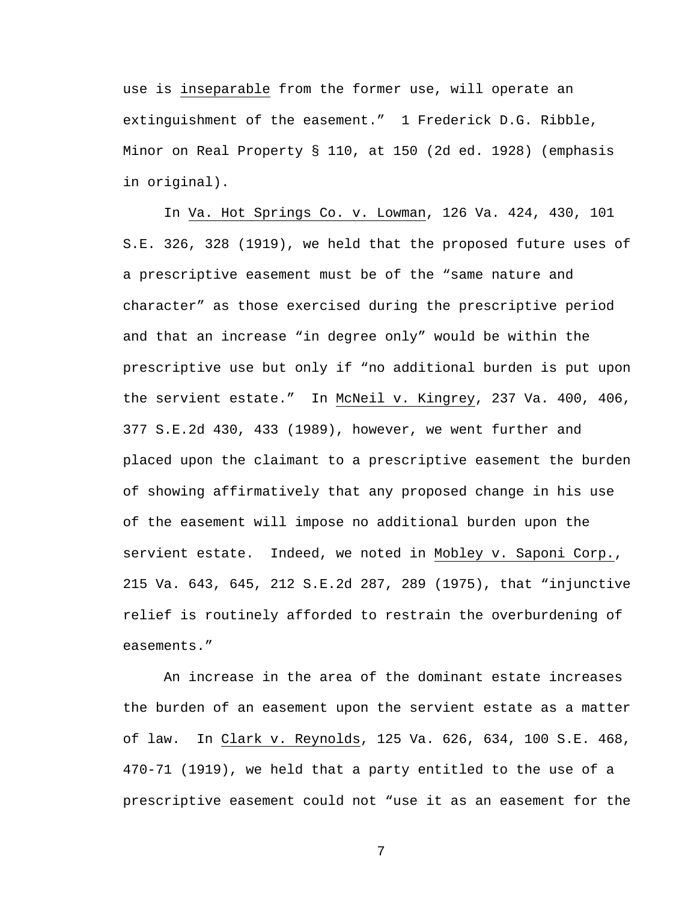use is <u>inseparable</u> from the former use, will operate an extinguishment of the easement." 1 Frederick D.G. Ribble, Minor on Real Property § 110, at 150 (2d ed. 1928) (emphasis in original).

In <u>Va. Hot Springs Co. v. Lowman</u>, 126 Va. 424, 430, 101 S.E. 326, 328 (1919), we held that the proposed future uses of a prescriptive easement must be of the "same nature and character" as those exercised during the prescriptive period and that an increase "in degree only" would be within the prescriptive use but only if "no additional burden is put upon the servient estate." In <u>McNeil v. Kingrey</u>, 237 Va. 400, 406, 377 S.E.2d 430, 433 (1989), however, we went further and placed upon the claimant to a prescriptive easement the burden of showing affirmatively that any proposed change in his use of the easement will impose no additional burden upon the servient estate. Indeed, we noted in <u>Mobley v. Saponi Corp.</u>, 215 Va. 643, 645, 212 S.E.2d 287, 289 (1975), that "injunctive relief is routinely afforded to restrain the overburdening of easements."

An increase in the area of the dominant estate increases the burden of an easement upon the servient estate as a matter of law. In <u>Clark v. Reynolds</u>, 125 Va. 626, 634, 100 S.E. 468, 470-71 (1919), we held that a party entitled to the use of a prescriptive easement could not "use it as an easement for the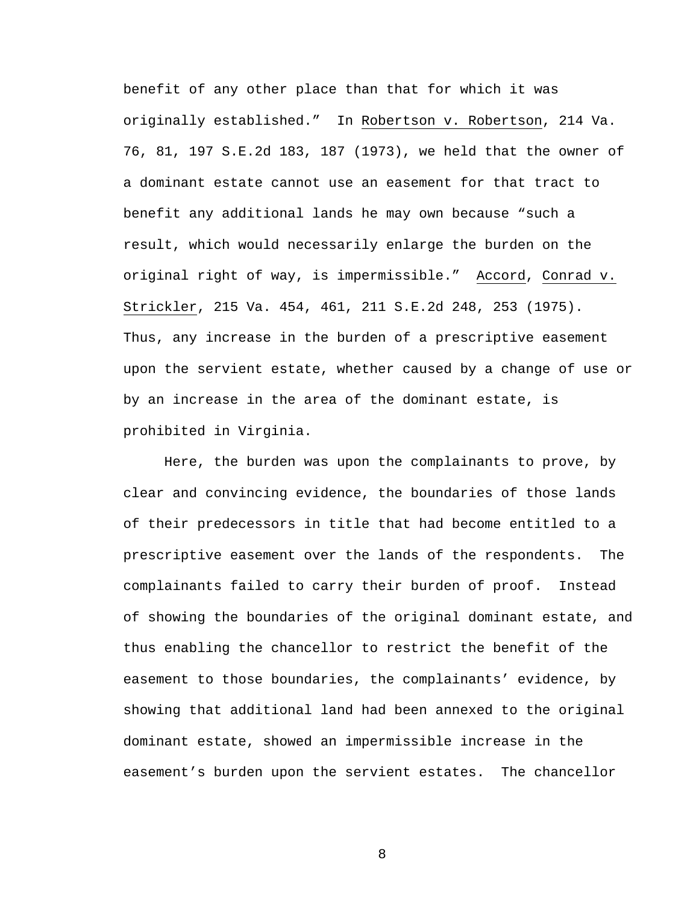benefit of any other place than that for which it was originally established." In Robertson v. Robertson, 214 Va. 76, 81, 197 S.E.2d 183, 187 (1973), we held that the owner of a dominant estate cannot use an easement for that tract to benefit any additional lands he may own because "such a result, which would necessarily enlarge the burden on the original right of way, is impermissible." Accord, Conrad v. Strickler, 215 Va. 454, 461, 211 S.E.2d 248, 253 (1975). Thus, any increase in the burden of a prescriptive easement upon the servient estate, whether caused by a change of use or by an increase in the area of the dominant estate, is prohibited in Virginia.

Here, the burden was upon the complainants to prove, by clear and convincing evidence, the boundaries of those lands of their predecessors in title that had become entitled to a prescriptive easement over the lands of the respondents. The complainants failed to carry their burden of proof. Instead of showing the boundaries of the original dominant estate, and thus enabling the chancellor to restrict the benefit of the easement to those boundaries, the complainants' evidence, by showing that additional land had been annexed to the original dominant estate, showed an impermissible increase in the easement's burden upon the servient estates. The chancellor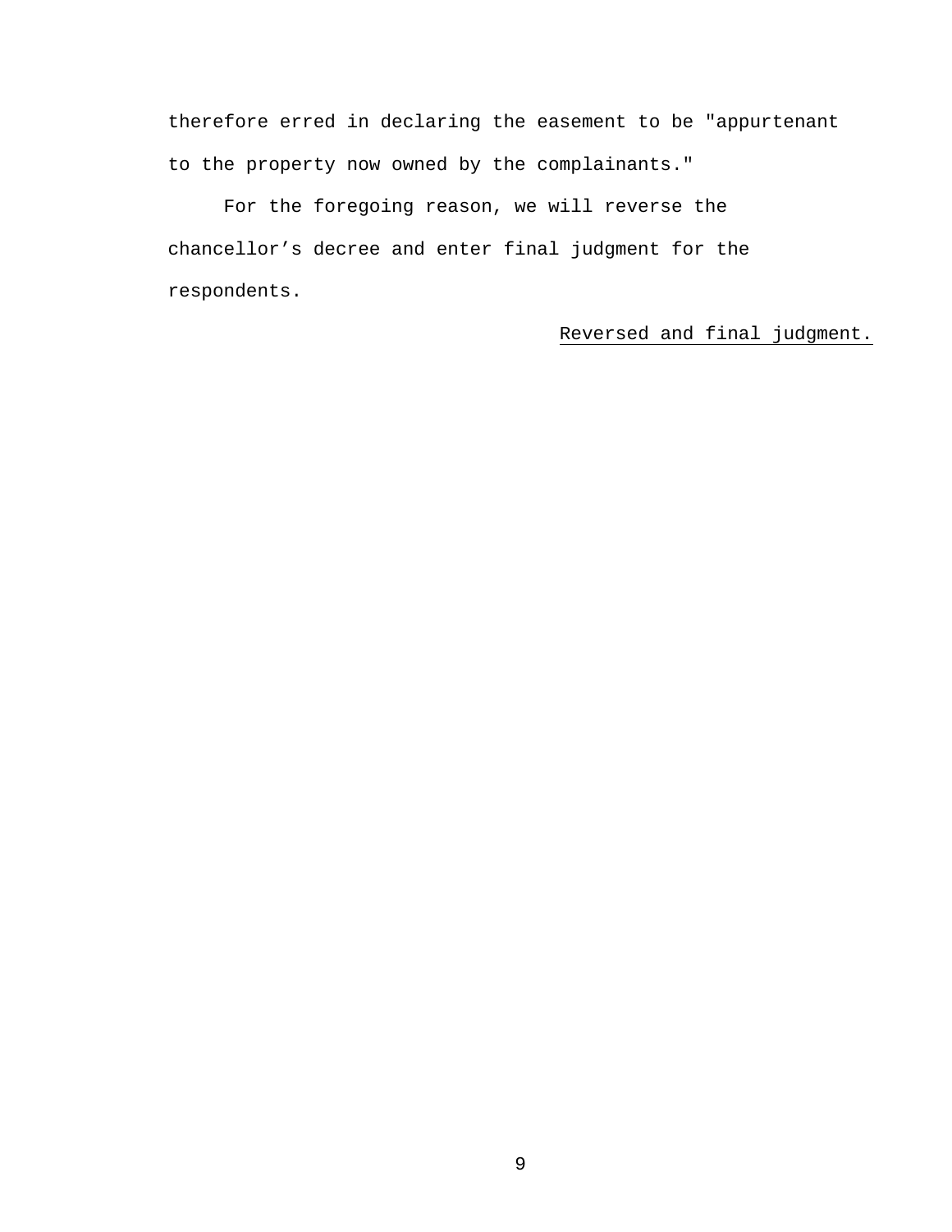therefore erred in declaring the easement to be "appurtenant to the property now owned by the complainants."

For the foregoing reason, we will reverse the chancellor’s decree and enter final judgment for the respondents.

<u>Reversed and final judgment.</u>